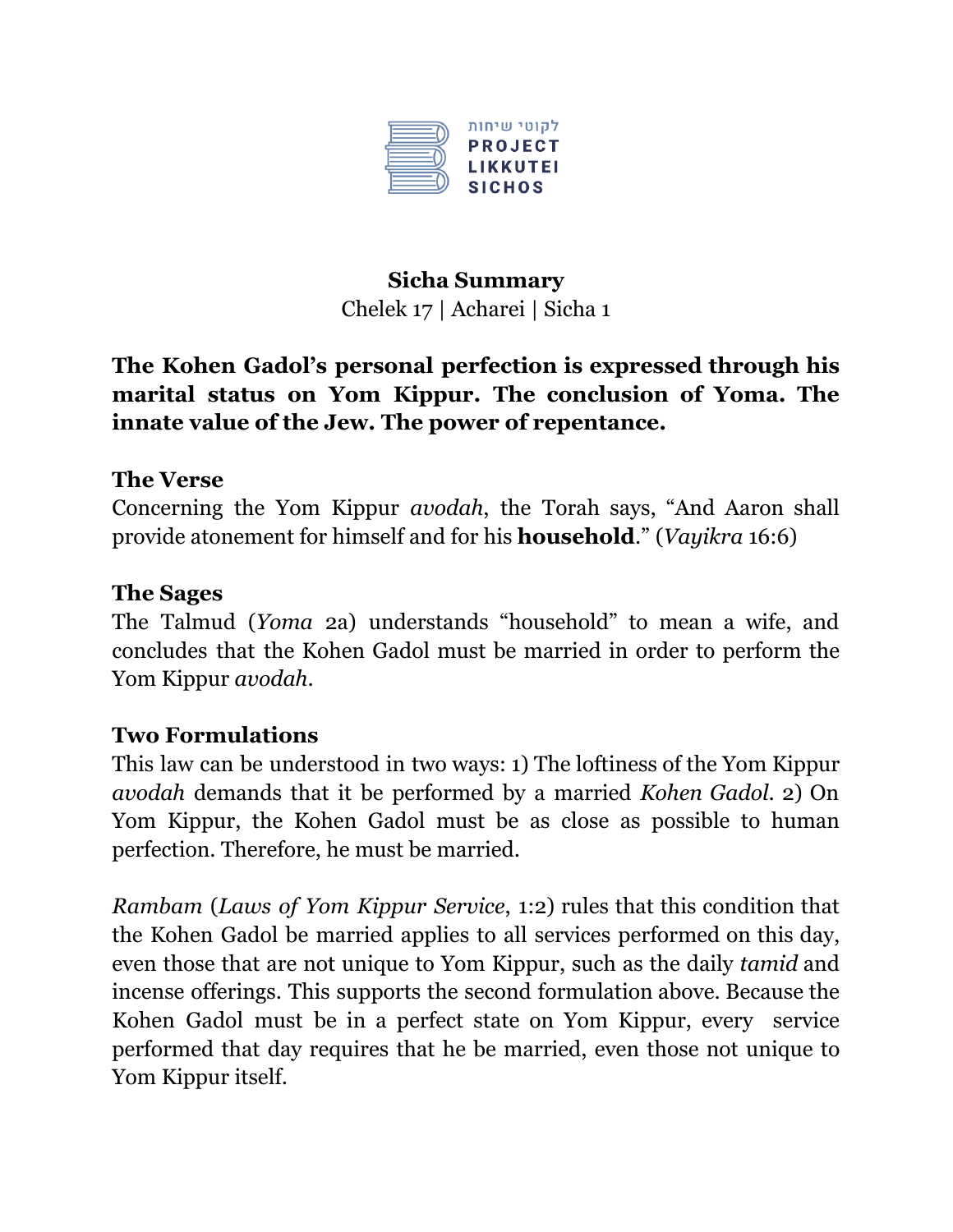לקוטי שיחות
PROJECT
LIKKUTEI
SICHOS

**Sicha Summary**
Chelek 17 | Acharei | Sicha 1

**The Kohen Gadol's personal perfection is expressed through his marital status on Yom Kippur. The conclusion of Yoma. The innate value of the Jew. The power of repentance.**

### The Verse

Concerning the Yom Kippur *avodah*, the Torah says, "And Aaron shall provide atonement for himself and for his **household**." (*Vayikra* 16:6)

### The Sages

The Talmud (*Yoma* 2a) understands "household" to mean a wife, and concludes that the Kohen Gadol must be married in order to perform the Yom Kippur *avodah*.

### Two Formulations

This law can be understood in two ways: 1) The loftiness of the Yom Kippur *avodah* demands that it be performed by a married *Kohen Gadol*. 2) On Yom Kippur, the Kohen Gadol must be as close as possible to human perfection. Therefore, he must be married.

*Rambam* (*Laws of Yom Kippur Service*, 1:2) rules that this condition that the Kohen Gadol be married applies to all services performed on this day, even those that are not unique to Yom Kippur, such as the daily *tamid* and incense offerings. This supports the second formulation above. Because the Kohen Gadol must be in a perfect state on Yom Kippur, every service performed that day requires that he be married, even those not unique to Yom Kippur itself.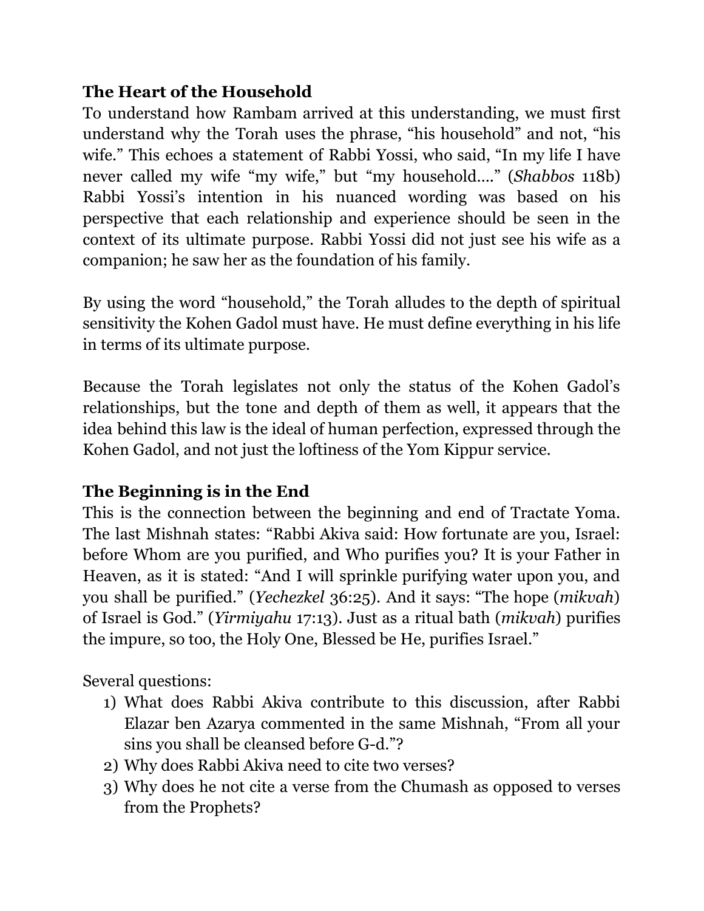### The Heart of the Household

To understand how Rambam arrived at this understanding, we must first understand why the Torah uses the phrase, "his household" and not, "his wife." This echoes a statement of Rabbi Yossi, who said, "In my life I have never called my wife "my wife," but "my household…." (*Shabbos* 118b) Rabbi Yossi's intention in his nuanced wording was based on his perspective that each relationship and experience should be seen in the context of its ultimate purpose. Rabbi Yossi did not just see his wife as a companion; he saw her as the foundation of his family.

By using the word "household," the Torah alludes to the depth of spiritual sensitivity the Kohen Gadol must have. He must define everything in his life in terms of its ultimate purpose.

Because the Torah legislates not only the status of the Kohen Gadol's relationships, but the tone and depth of them as well, it appears that the idea behind this law is the ideal of human perfection, expressed through the Kohen Gadol, and not just the loftiness of the Yom Kippur service.

### The Beginning is in the End

This is the connection between the beginning and end of Tractate Yoma. The last Mishnah states: "Rabbi Akiva said: How fortunate are you, Israel: before Whom are you purified, and Who purifies you? It is your Father in Heaven, as it is stated: "And I will sprinkle purifying water upon you, and you shall be purified." (*Yechezkel* 36:25). And it says: "The hope (*mikvah*) of Israel is God." (*Yirmiyahu* 17:13). Just as a ritual bath (*mikvah*) purifies the impure, so too, the Holy One, Blessed be He, purifies Israel."

Several questions:

1) What does Rabbi Akiva contribute to this discussion, after Rabbi Elazar ben Azarya commented in the same Mishnah, "From all your sins you shall be cleansed before G-d."?
2) Why does Rabbi Akiva need to cite two verses?
3) Why does he not cite a verse from the Chumash as opposed to verses from the Prophets?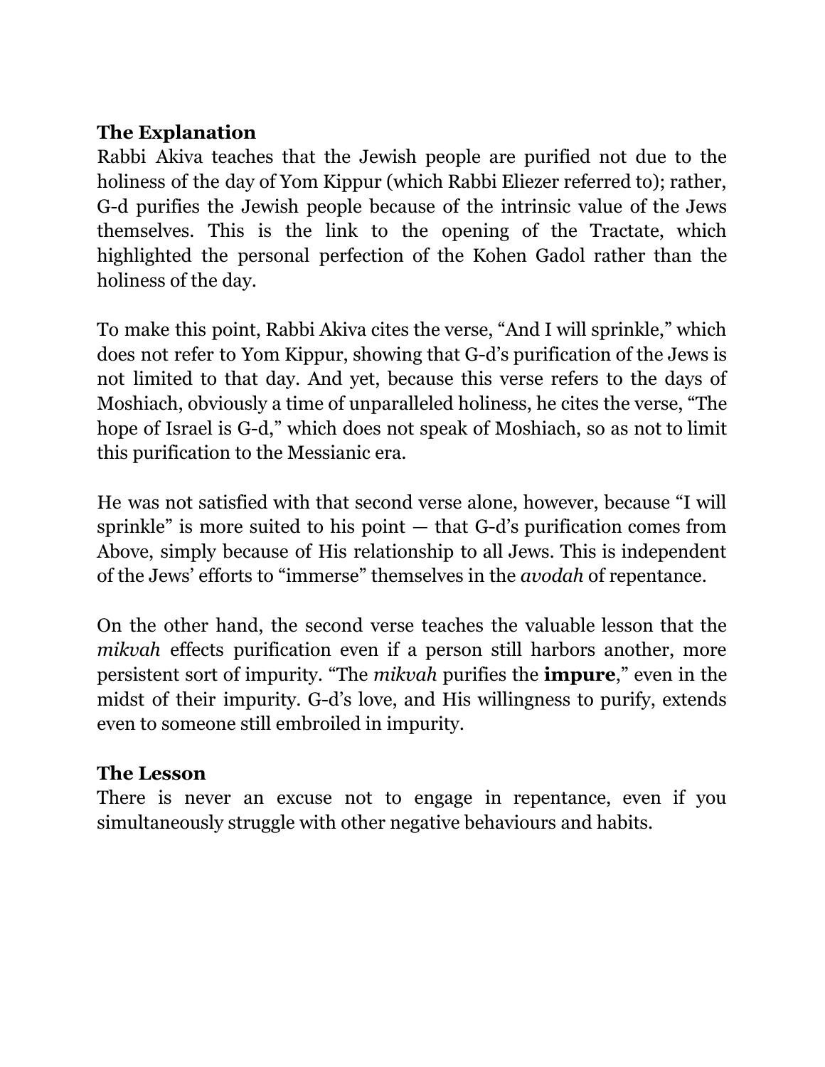**The Explanation**

Rabbi Akiva teaches that the Jewish people are purified not due to the holiness of the day of Yom Kippur (which Rabbi Eliezer referred to); rather, G-d purifies the Jewish people because of the intrinsic value of the Jews themselves. This is the link to the opening of the Tractate, which highlighted the personal perfection of the Kohen Gadol rather than the holiness of the day.

To make this point, Rabbi Akiva cites the verse, "And I will sprinkle," which does not refer to Yom Kippur, showing that G-d's purification of the Jews is not limited to that day. And yet, because this verse refers to the days of Moshiach, obviously a time of unparalleled holiness, he cites the verse, "The hope of Israel is G-d," which does not speak of Moshiach, so as not to limit this purification to the Messianic era.

He was not satisfied with that second verse alone, however, because "I will sprinkle" is more suited to his point — that G-d's purification comes from Above, simply because of His relationship to all Jews. This is independent of the Jews' efforts to "immerse" themselves in the *avodah* of repentance.

On the other hand, the second verse teaches the valuable lesson that the *mikvah* effects purification even if a person still harbors another, more persistent sort of impurity. "The *mikvah* purifies the **impure**," even in the midst of their impurity. G-d's love, and His willingness to purify, extends even to someone still embroiled in impurity.

**The Lesson**

There is never an excuse not to engage in repentance, even if you simultaneously struggle with other negative behaviours and habits.